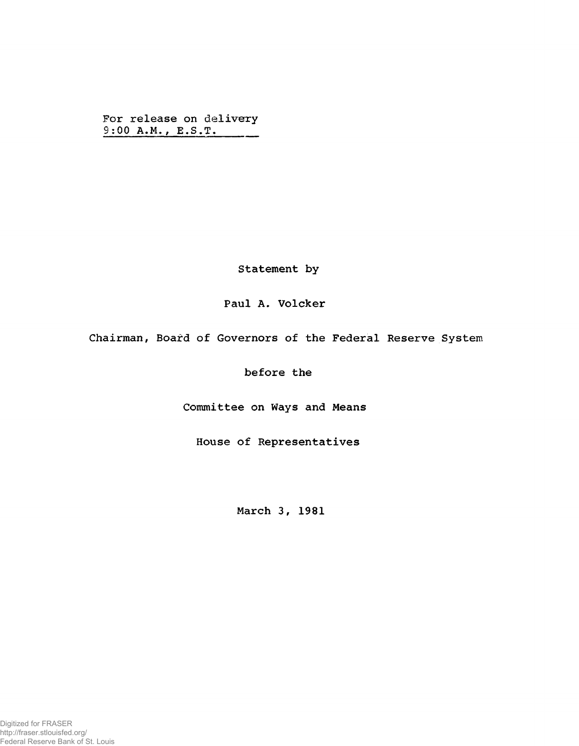For release on delivery
9:00 A.M., E.S.T.

Statement by

Paul A. Volcker

Chairman, Board of Governors of the Federal Reserve System

before the

Committee on Ways and Means

House of Representatives

March 3, 1981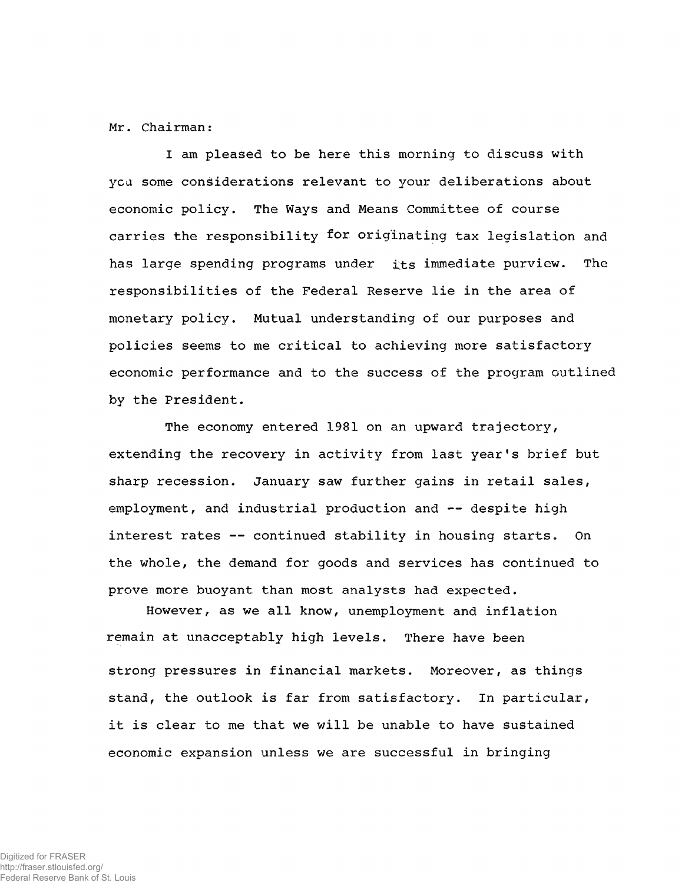Mr. Chairman:

I am pleased to be here this morning to discuss with you some considerations relevant to your deliberations about economic policy. The Ways and Means Committee of course carries the responsibility for originating tax legislation and has large spending programs under its immediate purview. The responsibilities of the Federal Reserve lie in the area of monetary policy. Mutual understanding of our purposes and policies seems to me critical to achieving more satisfactory economic performance and to the success of the program outlined by the President.

The economy entered 1981 on an upward trajectory, extending the recovery in activity from last year's brief but sharp recession. January saw further gains in retail sales, employment, and industrial production and -- despite high interest rates -- continued stability in housing starts. On the whole, the demand for goods and services has continued to prove more buoyant than most analysts had expected.

However, as we all know, unemployment and inflation remain at unacceptably high levels. There have been strong pressures in financial markets. Moreover, as things stand, the outlook is far from satisfactory. In particular, it is clear to me that we will be unable to have sustained economic expansion unless we are successful in bringing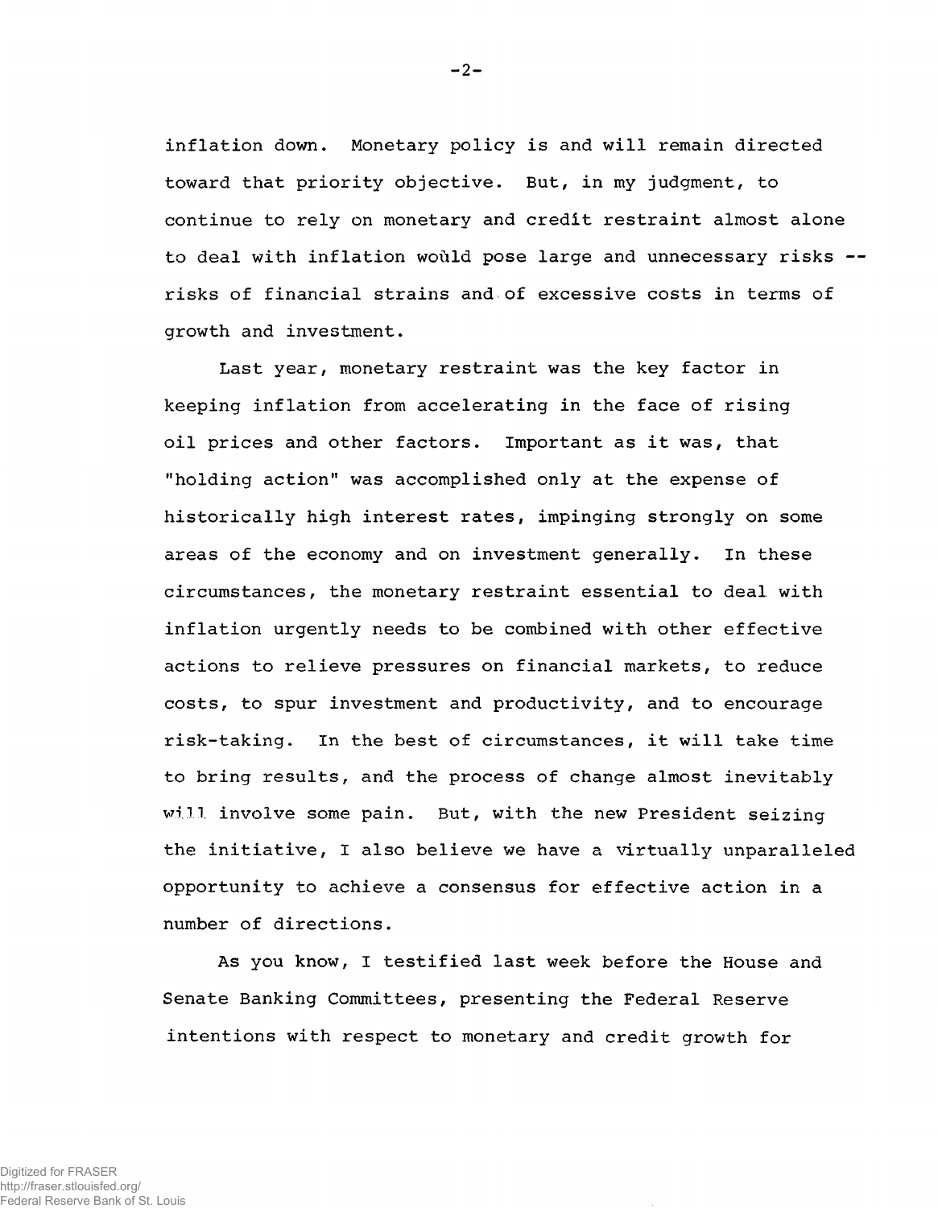inflation down. Monetary policy is and will remain directed toward that priority objective. But, in my judgment, to continue to rely on monetary and credit restraint almost alone to deal with inflation would pose large and unnecessary risks -- risks of financial strains and of excessive costs in terms of growth and investment.

Last year, monetary restraint was the key factor in keeping inflation from accelerating in the face of rising oil prices and other factors. Important as it was, that "holding action" was accomplished only at the expense of historically high interest rates, impinging strongly on some areas of the economy and on investment generally. In these circumstances, the monetary restraint essential to deal with inflation urgently needs to be combined with other effective actions to relieve pressures on financial markets, to reduce costs, to spur investment and productivity, and to encourage risk-taking. In the best of circumstances, it will take time to bring results, and the process of change almost inevitably will involve some pain. But, with the new President seizing the initiative, I also believe we have a virtually unparalleled opportunity to achieve a consensus for effective action in a number of directions.

As you know, I testified last week before the House and Senate Banking Committees, presenting the Federal Reserve intentions with respect to monetary and credit growth for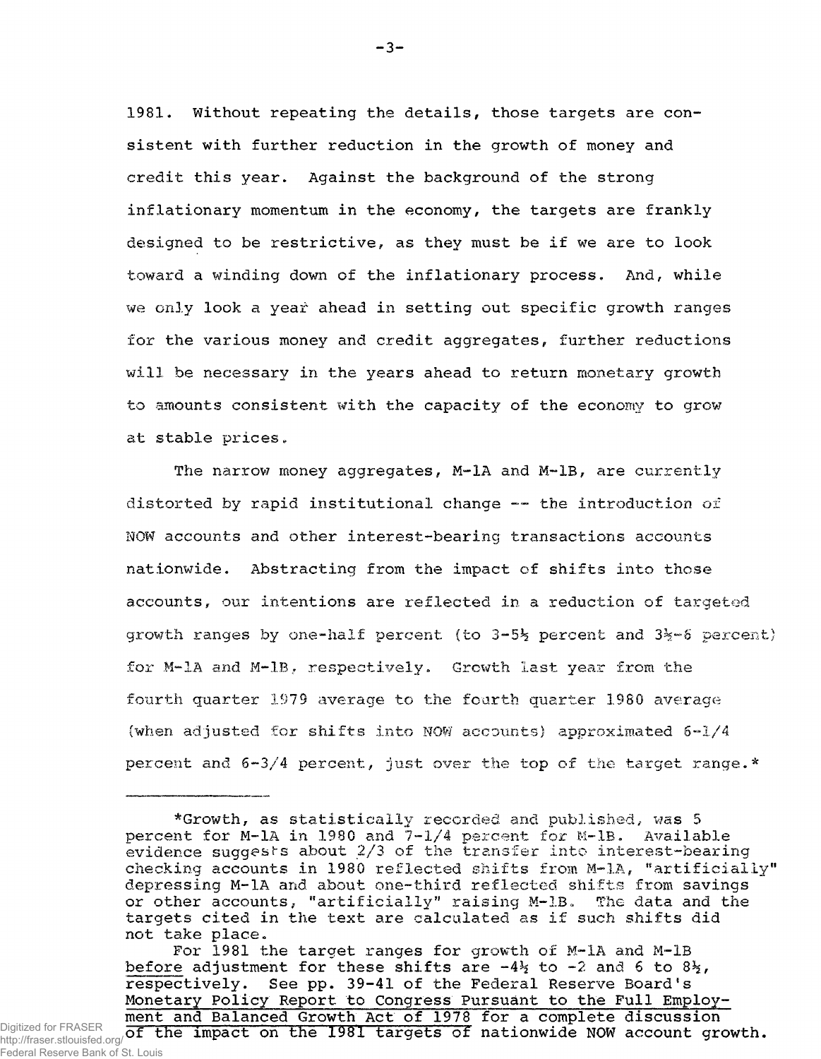1981. Without repeating the details, those targets are consistent with further reduction in the growth of money and credit this year. Against the background of the strong inflationary momentum in the economy, the targets are frankly designed to be restrictive, as they must be if we are to look toward a winding down of the inflationary process. And, while we only look a year ahead in setting out specific growth ranges for the various money and credit aggregates, further reductions will be necessary in the years ahead to return monetary growth to amounts consistent with the capacity of the economy to grow at stable prices.

The narrow money aggregates, M-1A and M-1B, are currently distorted by rapid institutional change -- the introduction of NOW accounts and other interest-bearing transactions accounts nationwide. Abstracting from the impact of shifts into those accounts, our intentions are reflected in a reduction of targeted growth ranges by one-half percent (to 3-5½ percent and 3½-6 percent) for M-1A and M-1B, respectively. Growth last year from the fourth quarter 1979 average to the fourth quarter 1980 average (when adjusted for shifts into NOW accounts) approximated 6-1/4 percent and 6-3/4 percent, just over the top of the target range.*

---

*Growth, as statistically recorded and published, was 5 percent for M-1A in 1980 and 7-1/4 percent for M-1B. Available evidence suggests about 2/3 of the transfer into interest-bearing checking accounts in 1980 reflected shifts from M-1A, "artificially" depressing M-1A and about one-third reflected shifts from savings or other accounts, "artificially" raising M-1B. The data and the targets cited in the text are calculated as if such shifts did not take place.

For 1981 the target ranges for growth of M-1A and M-1B <u>before</u> adjustment for these shifts are -4½ to -2 and 6 to 8½, respectively. See pp. 39-41 of the Federal Reserve Board's <u>Monetary Policy Report to Congress Pursuant to the Full Employment and Balanced Growth Act of 1978</u> for a complete discussion <u>of the impact on the 1981 targets of</u> nationwide NOW account growth.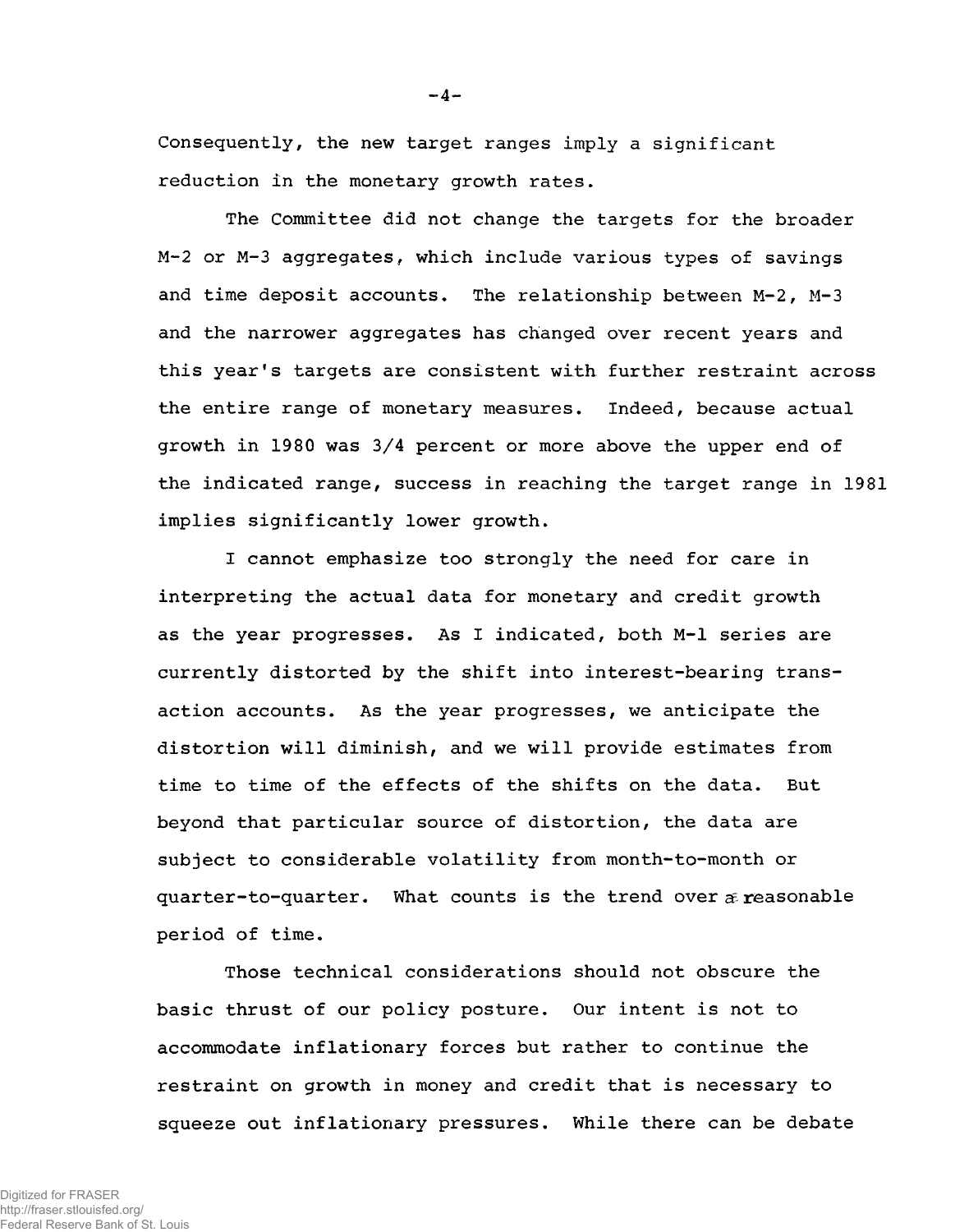Consequently, the new target ranges imply a significant reduction in the monetary growth rates.

The Committee did not change the targets for the broader M-2 or M-3 aggregates, which include various types of savings and time deposit accounts. The relationship between M-2, M-3 and the narrower aggregates has changed over recent years and this year's targets are consistent with further restraint across the entire range of monetary measures. Indeed, because actual growth in 1980 was 3/4 percent or more above the upper end of the indicated range, success in reaching the target range in 1981 implies significantly lower growth.

I cannot emphasize too strongly the need for care in interpreting the actual data for monetary and credit growth as the year progresses. As I indicated, both M-1 series are currently distorted by the shift into interest-bearing transaction accounts. As the year progresses, we anticipate the distortion will diminish, and we will provide estimates from time to time of the effects of the shifts on the data. But beyond that particular source of distortion, the data are subject to considerable volatility from month-to-month or quarter-to-quarter. What counts is the trend over a reasonable period of time.

Those technical considerations should not obscure the basic thrust of our policy posture. Our intent is not to accommodate inflationary forces but rather to continue the restraint on growth in money and credit that is necessary to squeeze out inflationary pressures. While there can be debate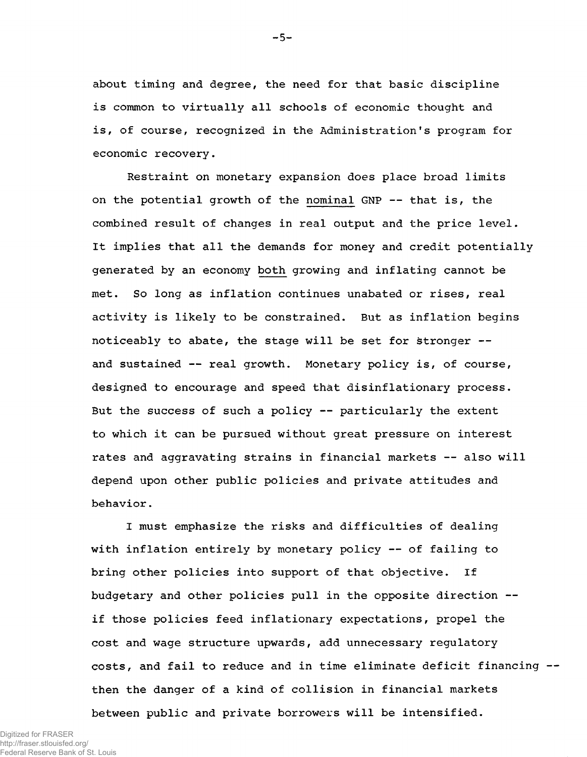about timing and degree, the need for that basic discipline is common to virtually all schools of economic thought and is, of course, recognized in the Administration's program for economic recovery.

Restraint on monetary expansion does place broad limits on the potential growth of the <u>nominal</u> GNP -- that is, the combined result of changes in real output and the price level. It implies that all the demands for money and credit potentially generated by an economy <u>both</u> growing and inflating cannot be met. So long as inflation continues unabated or rises, real activity is likely to be constrained. But as inflation begins noticeably to abate, the stage will be set for stronger -- and sustained -- real growth. Monetary policy is, of course, designed to encourage and speed that disinflationary process. But the success of such a policy -- particularly the extent to which it can be pursued without great pressure on interest rates and aggravating strains in financial markets -- also will depend upon other public policies and private attitudes and behavior.

I must emphasize the risks and difficulties of dealing with inflation entirely by monetary policy -- of failing to bring other policies into support of that objective. If budgetary and other policies pull in the opposite direction -- if those policies feed inflationary expectations, propel the cost and wage structure upwards, add unnecessary regulatory costs, and fail to reduce and in time eliminate deficit financing -- then the danger of a kind of collision in financial markets between public and private borrowers will be intensified.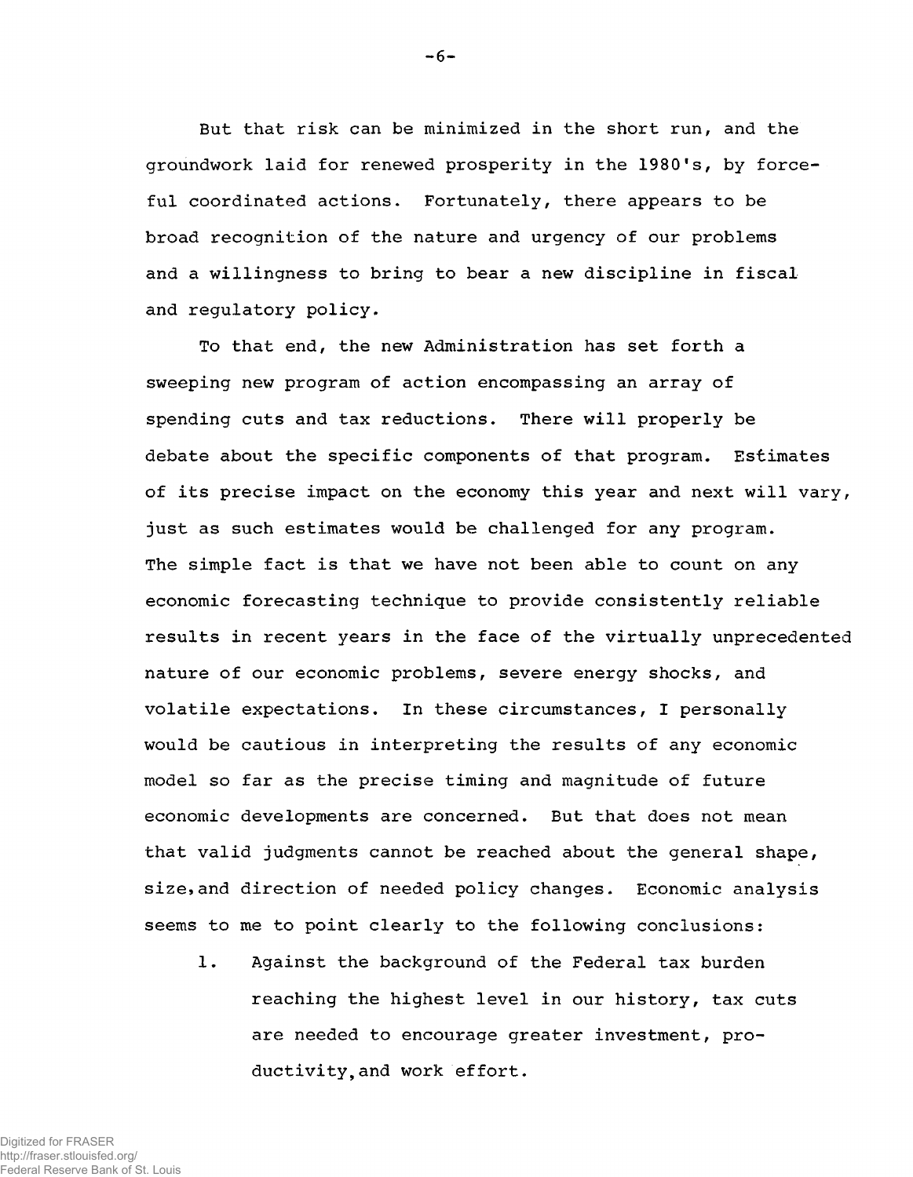But that risk can be minimized in the short run, and the groundwork laid for renewed prosperity in the 1980's, by forceful coordinated actions. Fortunately, there appears to be broad recognition of the nature and urgency of our problems and a willingness to bring to bear a new discipline in fiscal and regulatory policy.

To that end, the new Administration has set forth a sweeping new program of action encompassing an array of spending cuts and tax reductions. There will properly be debate about the specific components of that program. Estimates of its precise impact on the economy this year and next will vary, just as such estimates would be challenged for any program. The simple fact is that we have not been able to count on any economic forecasting technique to provide consistently reliable results in recent years in the face of the virtually unprecedented nature of our economic problems, severe energy shocks, and volatile expectations. In these circumstances, I personally would be cautious in interpreting the results of any economic model so far as the precise timing and magnitude of future economic developments are concerned. But that does not mean that valid judgments cannot be reached about the general shape, size, and direction of needed policy changes. Economic analysis seems to me to point clearly to the following conclusions:

1. Against the background of the Federal tax burden reaching the highest level in our history, tax cuts are needed to encourage greater investment, productivity, and work effort.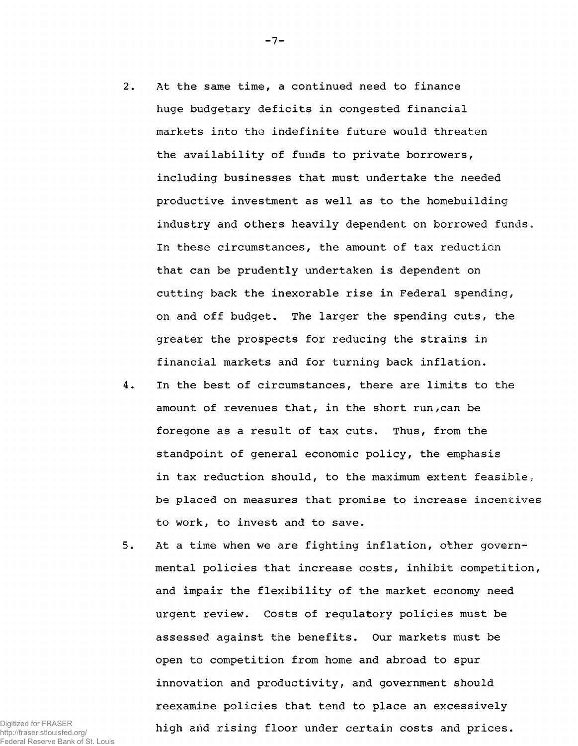2. At the same time, a continued need to finance huge budgetary deficits in congested financial markets into the indefinite future would threaten the availability of funds to private borrowers, including businesses that must undertake the needed productive investment as well as to the homebuilding industry and others heavily dependent on borrowed funds. In these circumstances, the amount of tax reduction that can be prudently undertaken is dependent on cutting back the inexorable rise in Federal spending, on and off budget. The larger the spending cuts, the greater the prospects for reducing the strains in financial markets and for turning back inflation.

4. In the best of circumstances, there are limits to the amount of revenues that, in the short run,can be foregone as a result of tax cuts. Thus, from the standpoint of general economic policy, the emphasis in tax reduction should, to the maximum extent feasible, be placed on measures that promise to increase incentives to work, to invest and to save.

5. At a time when we are fighting inflation, other governmental policies that increase costs, inhibit competition, and impair the flexibility of the market economy need urgent review. Costs of regulatory policies must be assessed against the benefits. Our markets must be open to competition from home and abroad to spur innovation and productivity, and government should reexamine policies that tend to place an excessively high and rising floor under certain costs and prices.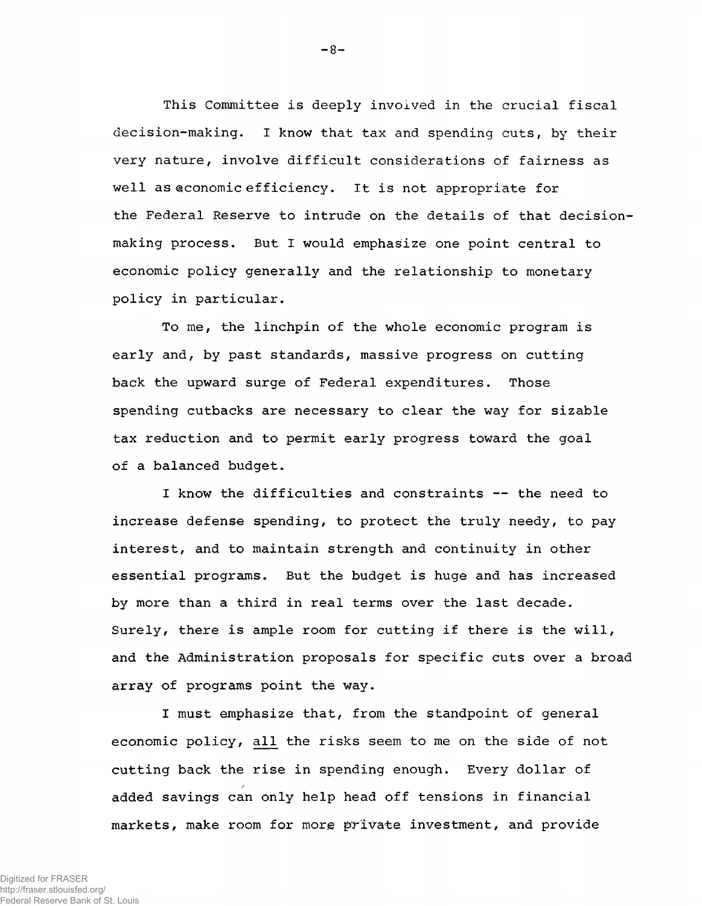This Committee is deeply involved in the crucial fiscal decision-making. I know that tax and spending cuts, by their very nature, involve difficult considerations of fairness as well as economic efficiency. It is not appropriate for the Federal Reserve to intrude on the details of that decision-making process. But I would emphasize one point central to economic policy generally and the relationship to monetary policy in particular.

To me, the linchpin of the whole economic program is early and, by past standards, massive progress on cutting back the upward surge of Federal expenditures. Those spending cutbacks are necessary to clear the way for sizable tax reduction and to permit early progress toward the goal of a balanced budget.

I know the difficulties and constraints -- the need to increase defense spending, to protect the truly needy, to pay interest, and to maintain strength and continuity in other essential programs. But the budget is huge and has increased by more than a third in real terms over the last decade. Surely, there is ample room for cutting if there is the will, and the Administration proposals for specific cuts over a broad array of programs point the way.

I must emphasize that, from the standpoint of general economic policy, all the risks seem to me on the side of not cutting back the rise in spending enough. Every dollar of added savings can only help head off tensions in financial markets, make room for more private investment, and provide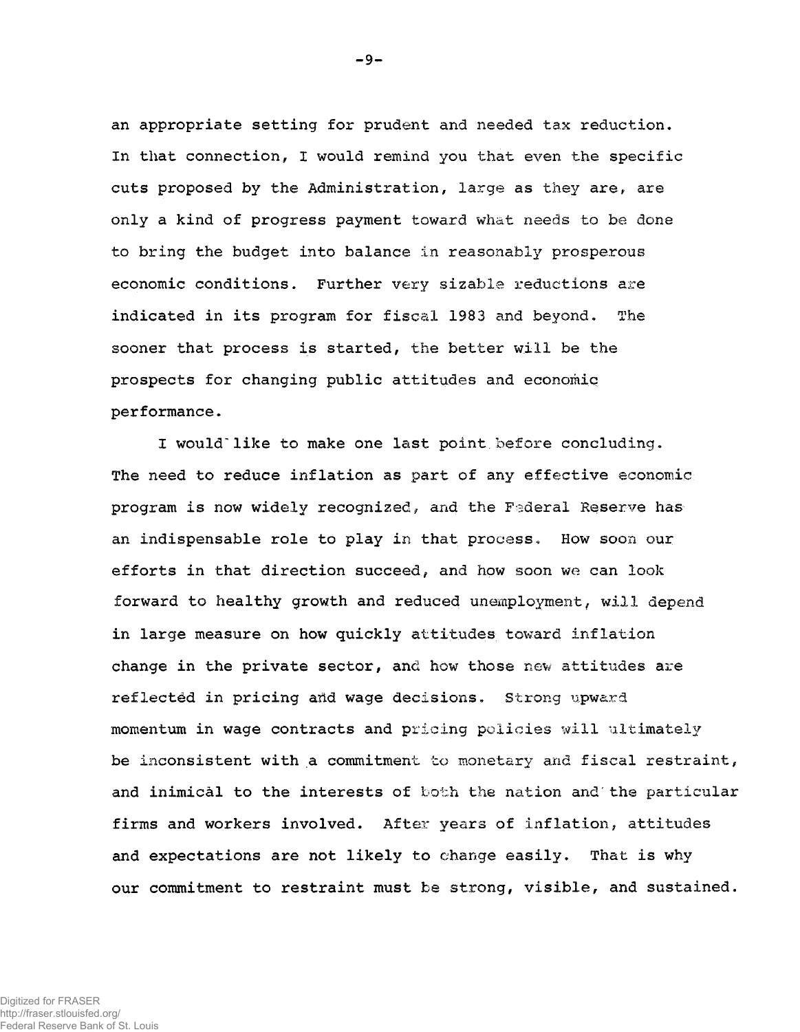an appropriate setting for prudent and needed tax reduction. In that connection, I would remind you that even the specific cuts proposed by the Administration, large as they are, are only a kind of progress payment toward what needs to be done to bring the budget into balance in reasonably prosperous economic conditions. Further very sizable reductions are indicated in its program for fiscal 1983 and beyond. The sooner that process is started, the better will be the prospects for changing public attitudes and economic performance.

I would like to make one last point before concluding. The need to reduce inflation as part of any effective economic program is now widely recognized, and the Federal Reserve has an indispensable role to play in that process. How soon our efforts in that direction succeed, and how soon we can look forward to healthy growth and reduced unemployment, will depend in large measure on how quickly attitudes toward inflation change in the private sector, and how those new attitudes are reflected in pricing and wage decisions. Strong upward momentum in wage contracts and pricing policies will ultimately be inconsistent with a commitment to monetary and fiscal restraint, and inimical to the interests of both the nation and the particular firms and workers involved. After years of inflation, attitudes and expectations are not likely to change easily. That is why our commitment to restraint must be strong, visible, and sustained.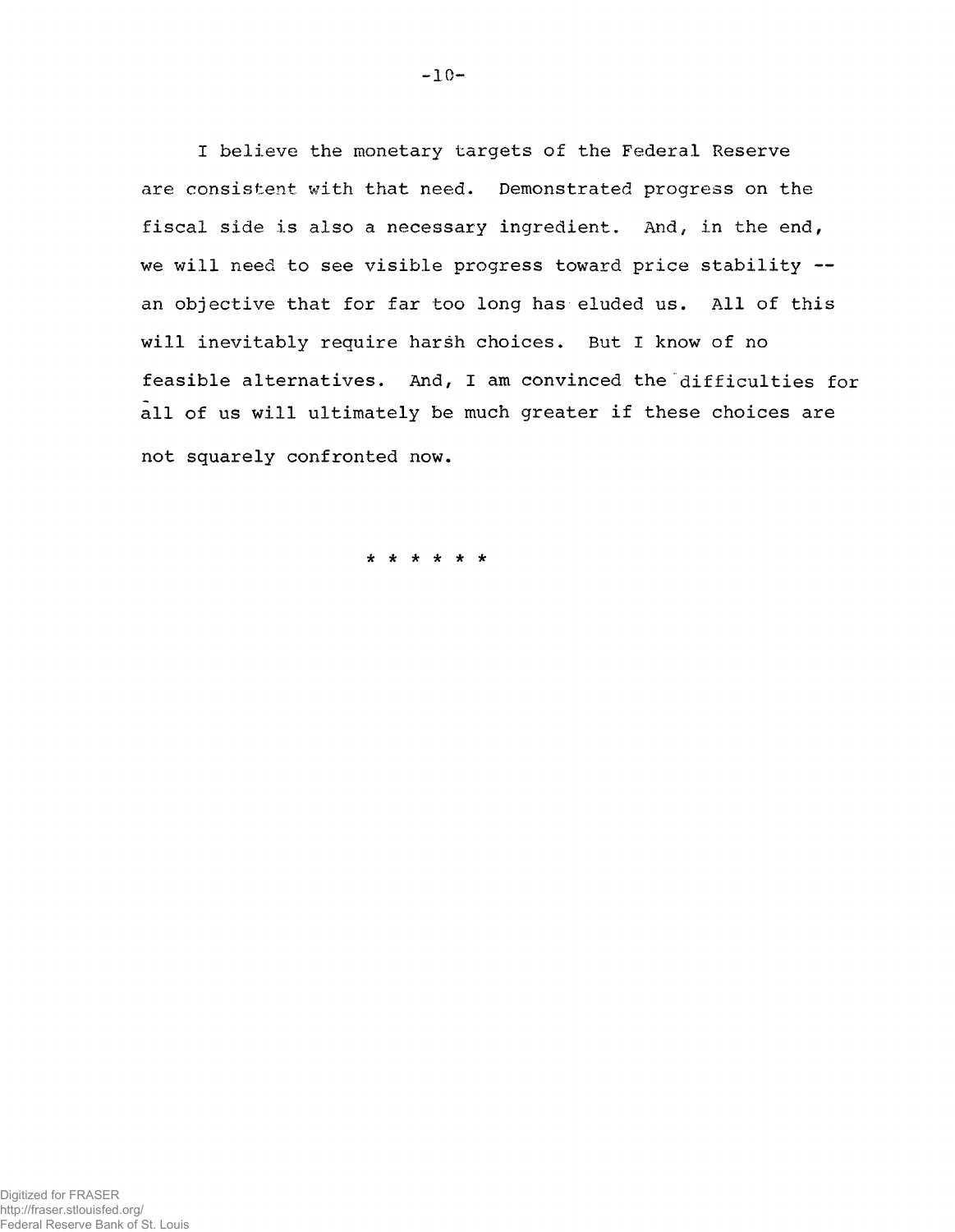I believe the monetary targets of the Federal Reserve are consistent with that need. Demonstrated progress on the fiscal side is also a necessary ingredient. And, in the end, we will need to see visible progress toward price stability -- an objective that for far too long has eluded us. All of this will inevitably require harsh choices. But I know of no feasible alternatives. And, I am convinced the difficulties for all of us will ultimately be much greater if these choices are not squarely confronted now.

* * * * * *